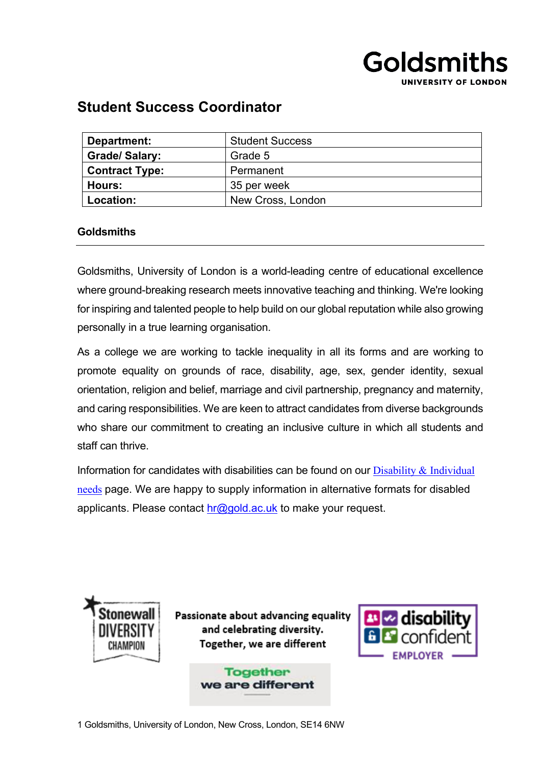# Student Success Coordinator

| Department: | Student Success |
|---|---|
| Grade/ Salary: | Grade 5 |
| Contract Type: | Permanent |
| Hours: | 35 per week |
| Location: | New Cross, London |

## Goldsmiths

Goldsmiths, University of London is a world-leading centre of educational excellence where ground-breaking research meets innovative teaching and thinking. We're looking for inspiring and talented people to help build on our global reputation while also growing personally in a true learning organisation.

As a college we are working to tackle inequality in all its forms and are working to promote equality on grounds of race, disability, age, sex, gender identity, sexual orientation, religion and belief, marriage and civil partnership, pregnancy and maternity, and caring responsibilities. We are keen to attract candidates from diverse backgrounds who share our commitment to creating an inclusive culture in which all students and staff can thrive.

Information for candidates with disabilities can be found on our Disability & Individual needs page. We are happy to supply information in alternative formats for disabled applicants. Please contact hr@gold.ac.uk to make your request.

Passionate about advancing equality and celebrating diversity. Together, we are different

Goldsmiths, University of London, New Cross, London, SE14 6NW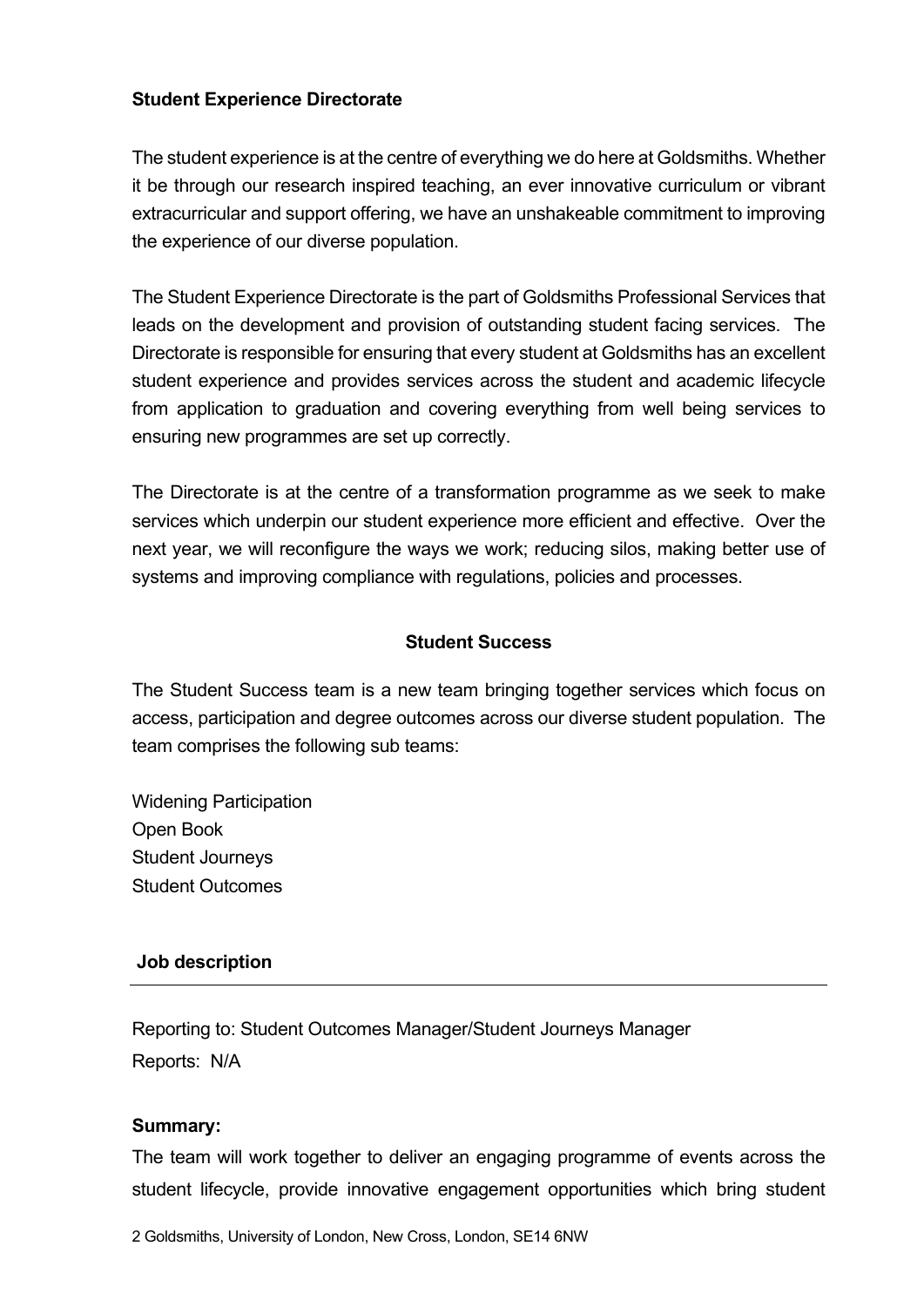**Student Experience Directorate**

The student experience is at the centre of everything we do here at Goldsmiths. Whether it be through our research inspired teaching, an ever innovative curriculum or vibrant extracurricular and support offering, we have an unshakeable commitment to improving the experience of our diverse population.

The Student Experience Directorate is the part of Goldsmiths Professional Services that leads on the development and provision of outstanding student facing services. The Directorate is responsible for ensuring that every student at Goldsmiths has an excellent student experience and provides services across the student and academic lifecycle from application to graduation and covering everything from well being services to ensuring new programmes are set up correctly.

The Directorate is at the centre of a transformation programme as we seek to make services which underpin our student experience more efficient and effective. Over the next year, we will reconfigure the ways we work; reducing silos, making better use of systems and improving compliance with regulations, policies and processes.

**Student Success**

The Student Success team is a new team bringing together services which focus on access, participation and degree outcomes across our diverse student population. The team comprises the following sub teams:

Widening Participation
Open Book
Student Journeys
Student Outcomes

**Job description**

---

Reporting to: Student Outcomes Manager/Student Journeys Manager
Reports: N/A

**Summary:**

The team will work together to deliver an engaging programme of events across the student lifecycle, provide innovative engagement opportunities which bring student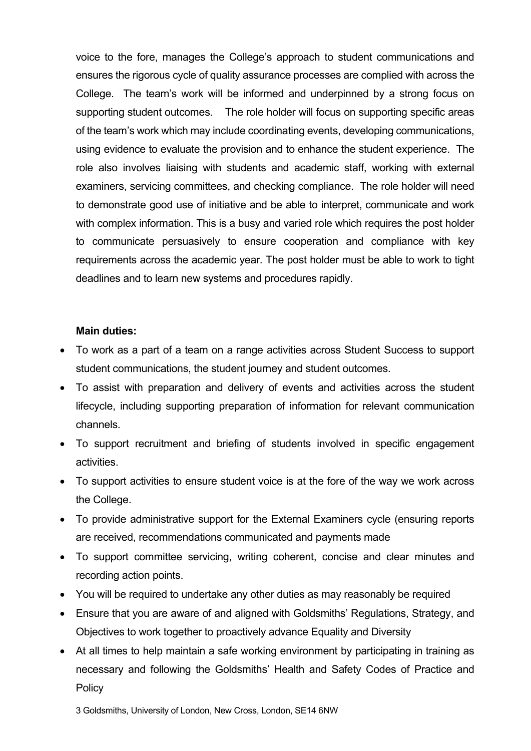voice to the fore, manages the College's approach to student communications and ensures the rigorous cycle of quality assurance processes are complied with across the College. The team's work will be informed and underpinned by a strong focus on supporting student outcomes. The role holder will focus on supporting specific areas of the team's work which may include coordinating events, developing communications, using evidence to evaluate the provision and to enhance the student experience. The role also involves liaising with students and academic staff, working with external examiners, servicing committees, and checking compliance. The role holder will need to demonstrate good use of initiative and be able to interpret, communicate and work with complex information. This is a busy and varied role which requires the post holder to communicate persuasively to ensure cooperation and compliance with key requirements across the academic year. The post holder must be able to work to tight deadlines and to learn new systems and procedures rapidly.

**Main duties:**

- To work as a part of a team on a range activities across Student Success to support student communications, the student journey and student outcomes.
- To assist with preparation and delivery of events and activities across the student lifecycle, including supporting preparation of information for relevant communication channels.
- To support recruitment and briefing of students involved in specific engagement activities.
- To support activities to ensure student voice is at the fore of the way we work across the College.
- To provide administrative support for the External Examiners cycle (ensuring reports are received, recommendations communicated and payments made
- To support committee servicing, writing coherent, concise and clear minutes and recording action points.
- You will be required to undertake any other duties as may reasonably be required
- Ensure that you are aware of and aligned with Goldsmiths' Regulations, Strategy, and Objectives to work together to proactively advance Equality and Diversity
- At all times to help maintain a safe working environment by participating in training as necessary and following the Goldsmiths' Health and Safety Codes of Practice and Policy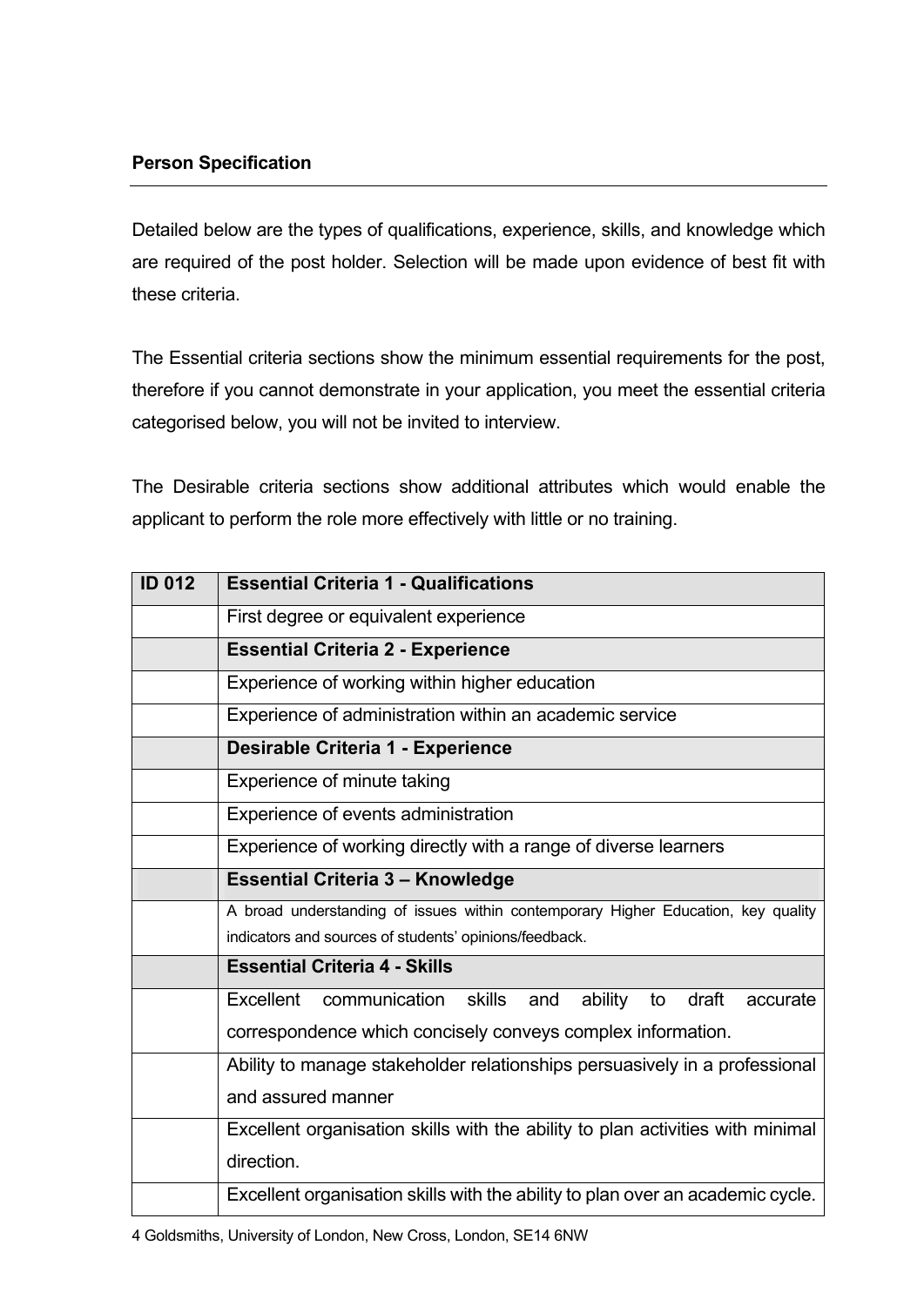**Person Specification**

Detailed below are the types of qualifications, experience, skills, and knowledge which are required of the post holder. Selection will be made upon evidence of best fit with these criteria.

The Essential criteria sections show the minimum essential requirements for the post, therefore if you cannot demonstrate in your application, you meet the essential criteria categorised below, you will not be invited to interview.

The Desirable criteria sections show additional attributes which would enable the applicant to perform the role more effectively with little or no training.

| ID 012 | Essential Criteria 1 - Qualifications |
|---|---|
| | First degree or equivalent experience |
| | **Essential Criteria 2 - Experience** |
| | Experience of working within higher education |
| | Experience of administration within an academic service |
| | **Desirable Criteria 1 - Experience** |
| | Experience of minute taking |
| | Experience of events administration |
| | Experience of working directly with a range of diverse learners |
| | **Essential Criteria 3 – Knowledge** |
| | A broad understanding of issues within contemporary Higher Education, key quality indicators and sources of students' opinions/feedback. |
| | **Essential Criteria 4 - Skills** |
| | Excellent communication skills and ability to draft accurate correspondence which concisely conveys complex information. |
| | Ability to manage stakeholder relationships persuasively in a professional and assured manner |
| | Excellent organisation skills with the ability to plan activities with minimal direction. |
| | Excellent organisation skills with the ability to plan over an academic cycle. |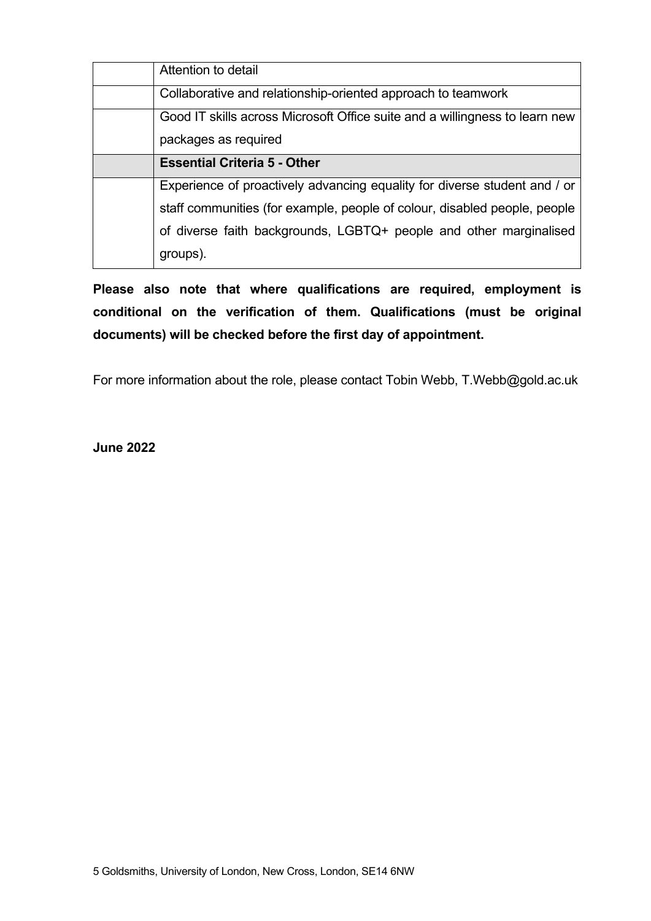| | |
|---|---|
| | Attention to detail |
| | Collaborative and relationship-oriented approach to teamwork |
| | Good IT skills across Microsoft Office suite and a willingness to learn new packages as required |
| | **Essential Criteria 5 - Other** |
| | Experience of proactively advancing equality for diverse student and / or staff communities (for example, people of colour, disabled people, people of diverse faith backgrounds, LGBTQ+ people and other marginalised groups). |

**Please also note that where qualifications are required, employment is conditional on the verification of them. Qualifications (must be original documents) will be checked before the first day of appointment.**

For more information about the role, please contact Tobin Webb, T.Webb@gold.ac.uk

**June 2022**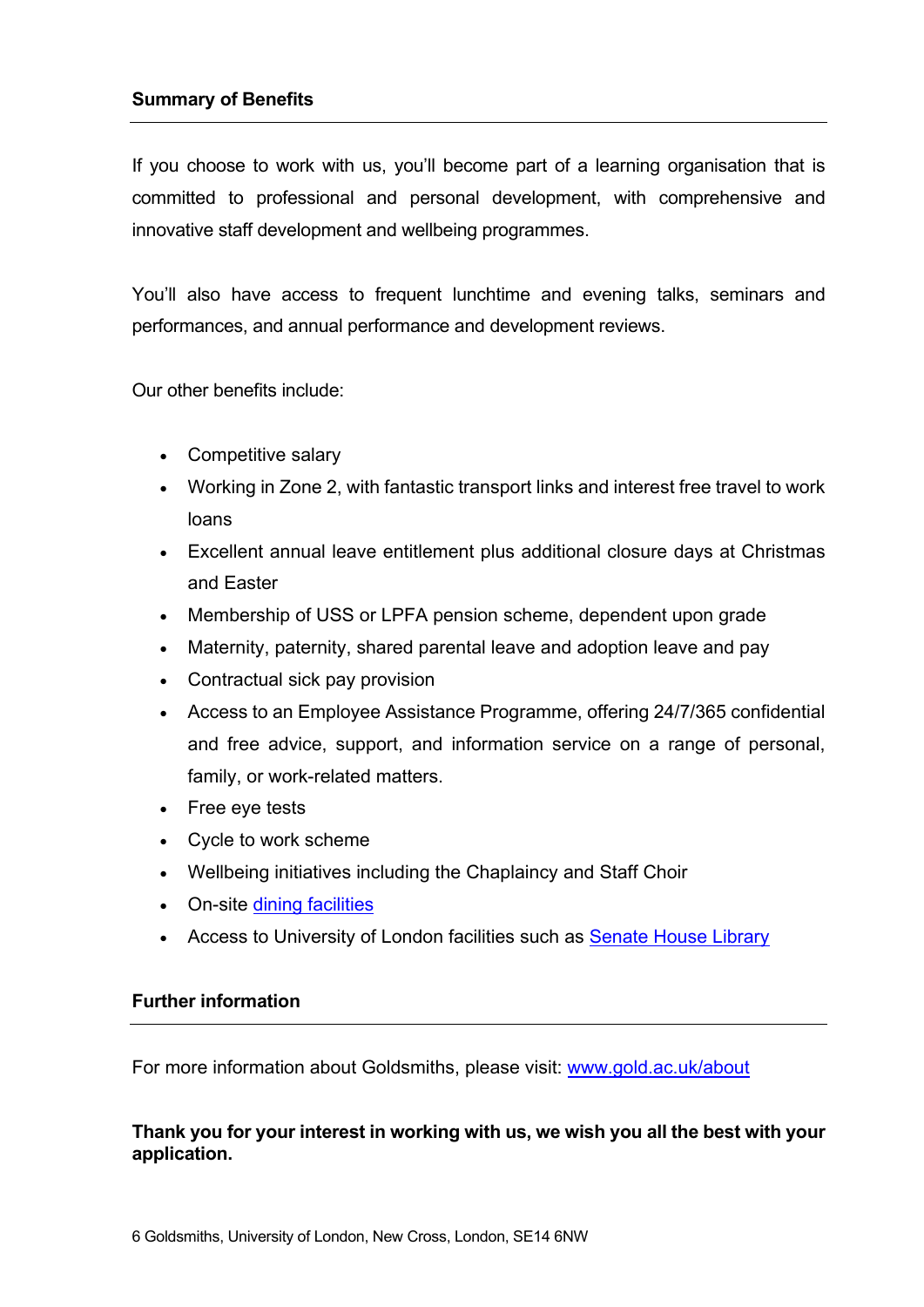## Summary of Benefits

If you choose to work with us, you'll become part of a learning organisation that is committed to professional and personal development, with comprehensive and innovative staff development and wellbeing programmes.

You'll also have access to frequent lunchtime and evening talks, seminars and performances, and annual performance and development reviews.

Our other benefits include:

- Competitive salary
- Working in Zone 2, with fantastic transport links and interest free travel to work loans
- Excellent annual leave entitlement plus additional closure days at Christmas and Easter
- Membership of USS or LPFA pension scheme, dependent upon grade
- Maternity, paternity, shared parental leave and adoption leave and pay
- Contractual sick pay provision
- Access to an Employee Assistance Programme, offering 24/7/365 confidential and free advice, support, and information service on a range of personal, family, or work-related matters.
- Free eye tests
- Cycle to work scheme
- Wellbeing initiatives including the Chaplaincy and Staff Choir
- On-site dining facilities
- Access to University of London facilities such as Senate House Library

## Further information

For more information about Goldsmiths, please visit: www.gold.ac.uk/about

**Thank you for your interest in working with us, we wish you all the best with your application.**